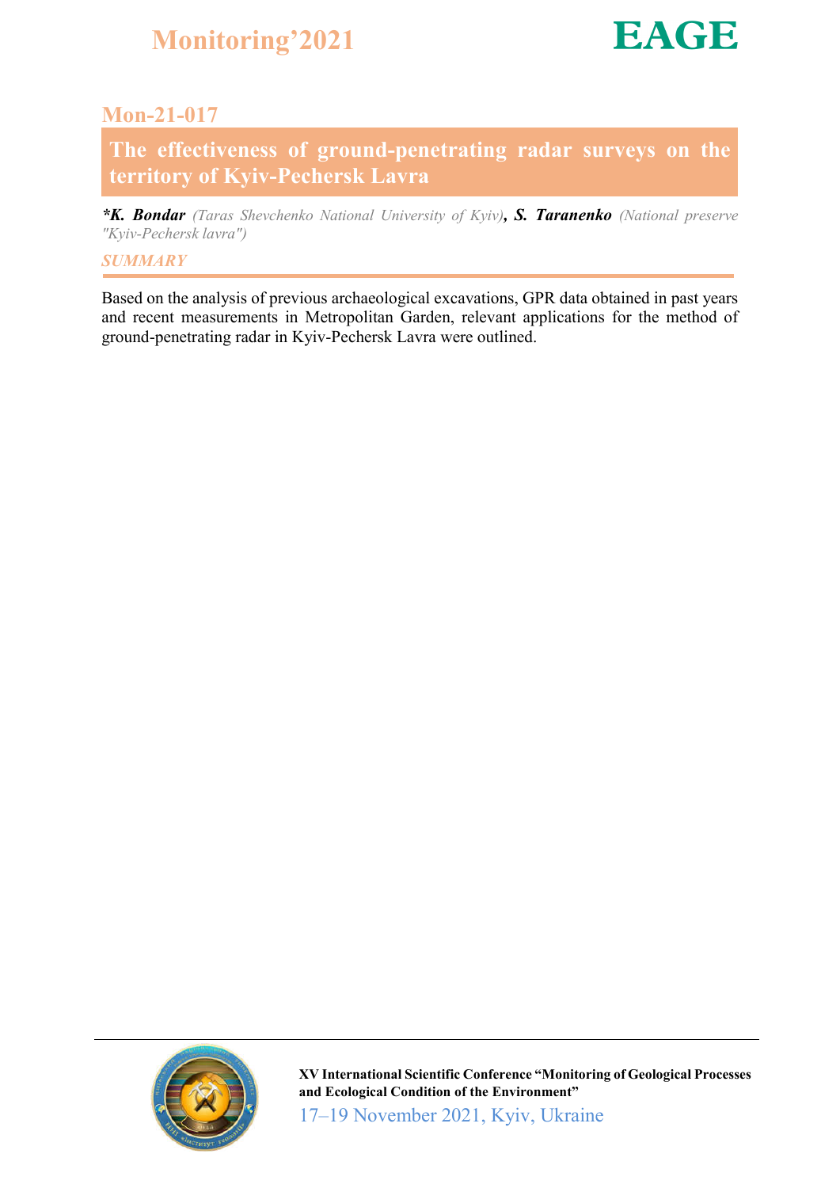## Mon-21-017

# The effectiveness of ground-penetrating radar surveys on the territory of Kyiv-Pechersk Lavra

***K. Bondar** *(Taras Shevchenko National University of Kyiv)*, **S. Taranenko** *(National preserve "Kyiv-Pechersk lavra")*

### *SUMMARY*

Based on the analysis of previous archaeological excavations, GPR data obtained in past years and recent measurements in Metropolitan Garden, relevant applications for the method of ground-penetrating radar in Kyiv-Pechersk Lavra were outlined.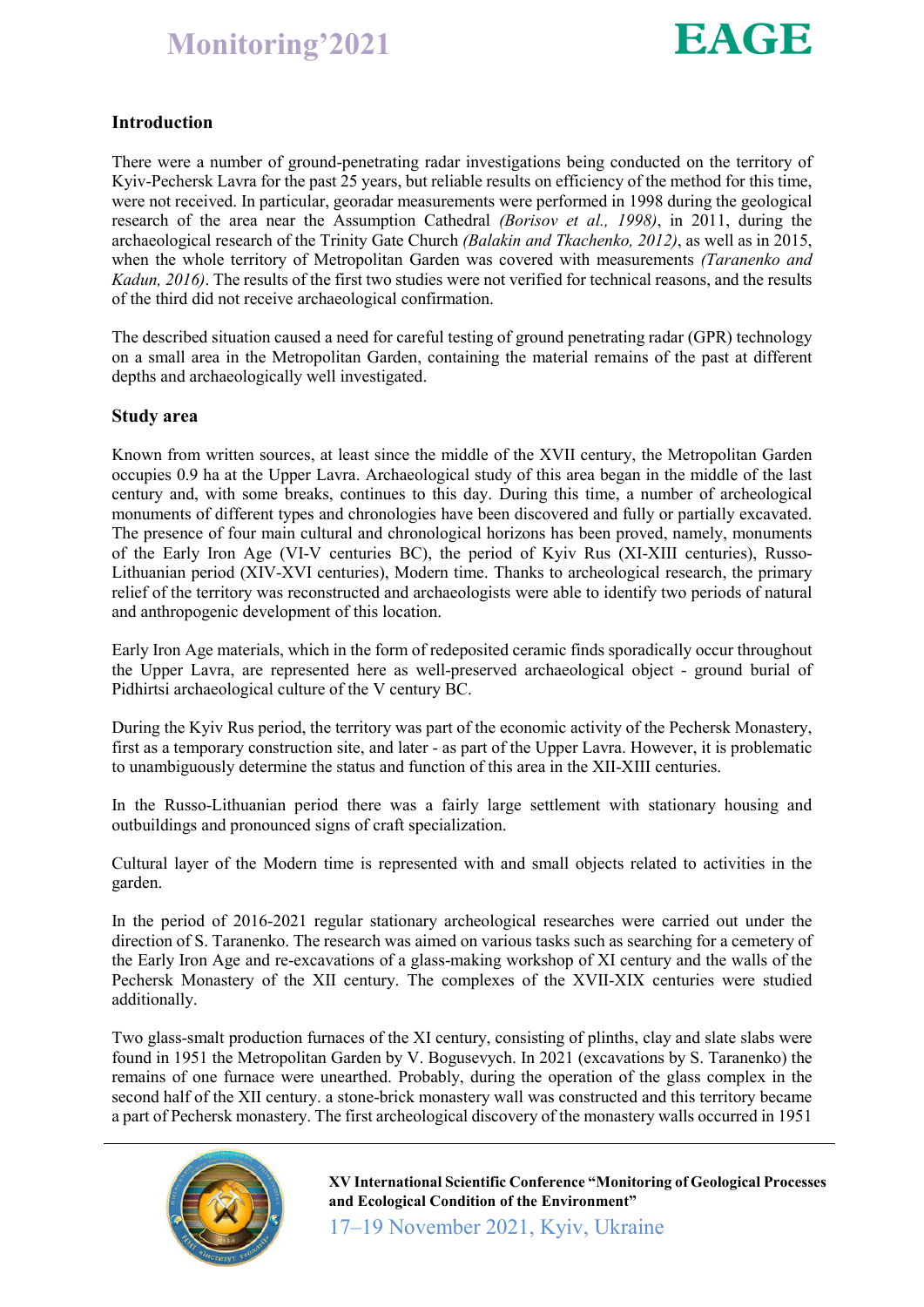## Introduction

There were a number of ground-penetrating radar investigations being conducted on the territory of Kyiv-Pechersk Lavra for the past 25 years, but reliable results on efficiency of the method for this time, were not received. In particular, georadar measurements were performed in 1998 during the geological research of the area near the Assumption Cathedral *(Borisov et al., 1998)*, in 2011, during the archaeological research of the Trinity Gate Church *(Balakin and Tkachenko, 2012)*, as well as in 2015, when the whole territory of Metropolitan Garden was covered with measurements *(Taranenko and Kadun, 2016)*. The results of the first two studies were not verified for technical reasons, and the results of the third did not receive archaeological confirmation.

The described situation caused a need for careful testing of ground penetrating radar (GPR) technology on a small area in the Metropolitan Garden, containing the material remains of the past at different depths and archaeologically well investigated.

## Study area

Known from written sources, at least since the middle of the XVII century, the Metropolitan Garden occupies 0.9 ha at the Upper Lavra. Archaeological study of this area began in the middle of the last century and, with some breaks, continues to this day. During this time, a number of archeological monuments of different types and chronologies have been discovered and fully or partially excavated. The presence of four main cultural and chronological horizons has been proved, namely, monuments of the Early Iron Age (VI-V centuries BC), the period of Kyiv Rus (XI-XIII centuries), Russo-Lithuanian period (XIV-XVI centuries), Modern time. Thanks to archeological research, the primary relief of the territory was reconstructed and archaeologists were able to identify two periods of natural and anthropogenic development of this location.

Early Iron Age materials, which in the form of redeposited ceramic finds sporadically occur throughout the Upper Lavra, are represented here as well-preserved archaeological object - ground burial of Pidhirtsi archaeological culture of the V century BC.

During the Kyiv Rus period, the territory was part of the economic activity of the Pechersk Monastery, first as a temporary construction site, and later - as part of the Upper Lavra. However, it is problematic to unambiguously determine the status and function of this area in the XII-XIII centuries.

In the Russo-Lithuanian period there was a fairly large settlement with stationary housing and outbuildings and pronounced signs of craft specialization.

Cultural layer of the Modern time is represented with and small objects related to activities in the garden.

In the period of 2016-2021 regular stationary archeological researches were carried out under the direction of S. Taranenko. The research was aimed on various tasks such as searching for a cemetery of the Early Iron Age and re-excavations of a glass-making workshop of XI century and the walls of the Pechersk Monastery of the XII century. The complexes of the XVII-XIX centuries were studied additionally.

Two glass-smalt production furnaces of the XI century, consisting of plinths, clay and slate slabs were found in 1951 the Metropolitan Garden by V. Bogusevych. In 2021 (excavations by S. Taranenko) the remains of one furnace were unearthed. Probably, during the operation of the glass complex in the second half of the XII century. a stone-brick monastery wall was constructed and this territory became a part of Pechersk monastery. The first archeological discovery of the monastery walls occurred in 1951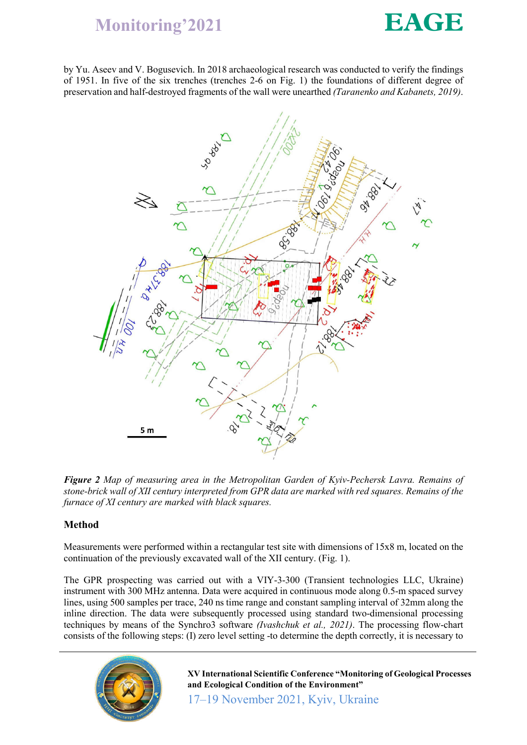by Yu. Aseev and V. Bogusevich. In 2018 archaeological research was conducted to verify the findings of 1951. In five of the six trenches (trenches 2-6 on Fig. 1) the foundations of different degree of preservation and half-destroyed fragments of the wall were unearthed *(Taranenko and Kabanets, 2019)*.

***Figure 2*** *Map of measuring area in the Metropolitan Garden of Kyiv-Pechersk Lavra. Remains of stone-brick wall of XII century interpreted from GPR data are marked with red squares. Remains of the furnace of XI century are marked with black squares.*

## Method

Measurements were performed within a rectangular test site with dimensions of 15x8 m, located on the continuation of the previously excavated wall of the XII century. (Fig. 1).

The GPR prospecting was carried out with a VIY-3-300 (Transient technologies LLC, Ukraine) instrument with 300 MHz antenna. Data were acquired in continuous mode along 0.5-m spaced survey lines, using 500 samples per trace, 240 ns time range and constant sampling interval of 32mm along the inline direction. The data were subsequently processed using standard two-dimensional processing techniques by means of the Synchro3 software *(Ivashchuk et al., 2021)*. The processing flow-chart consists of the following steps: (I) zero level setting -to determine the depth correctly, it is necessary to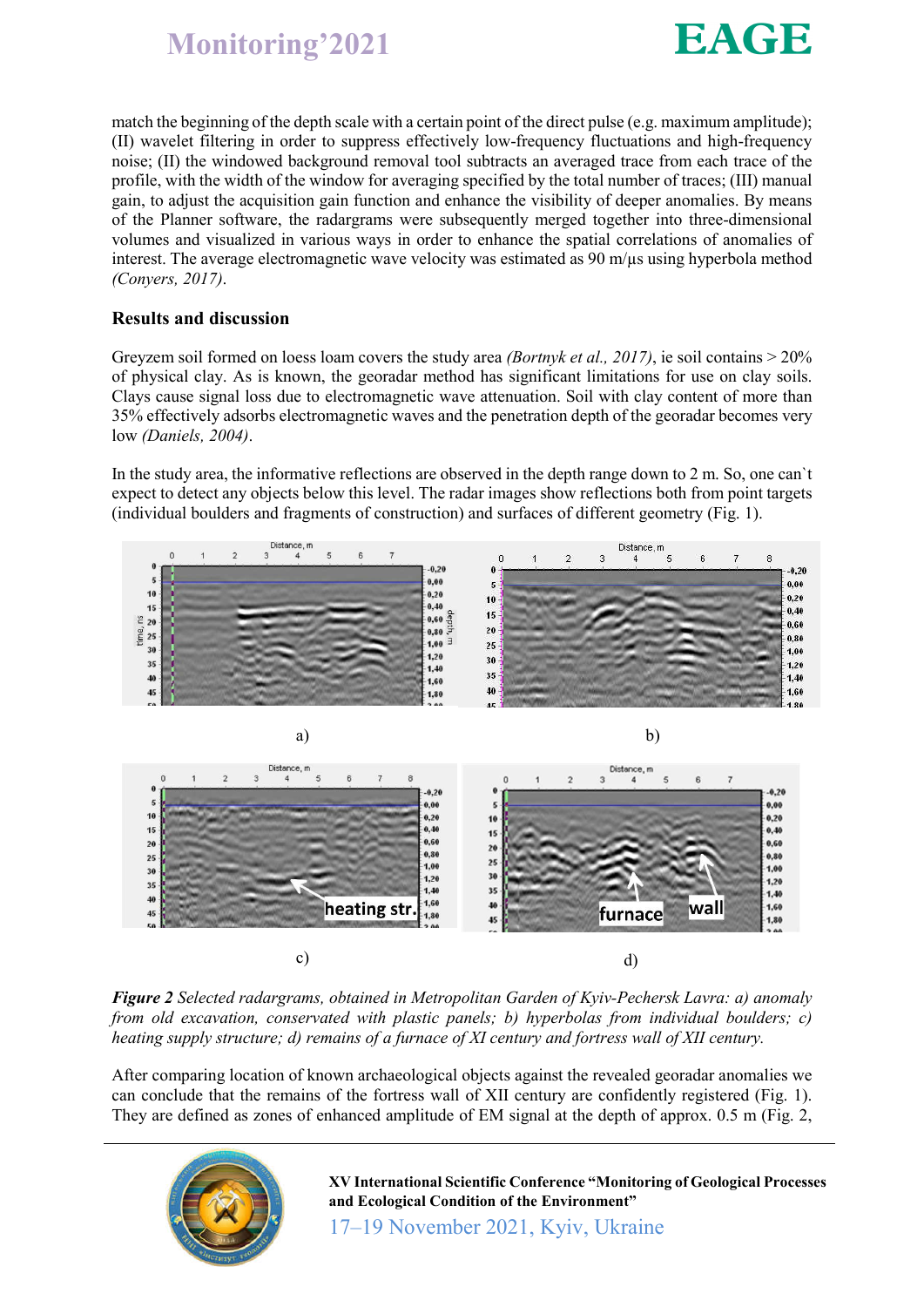match the beginning of the depth scale with a certain point of the direct pulse (e.g. maximum amplitude); (II) wavelet filtering in order to suppress effectively low-frequency fluctuations and high-frequency noise; (II) the windowed background removal tool subtracts an averaged trace from each trace of the profile, with the width of the window for averaging specified by the total number of traces; (III) manual gain, to adjust the acquisition gain function and enhance the visibility of deeper anomalies. By means of the Planner software, the radargrams were subsequently merged together into three-dimensional volumes and visualized in various ways in order to enhance the spatial correlations of anomalies of interest. The average electromagnetic wave velocity was estimated as 90 m/µs using hyperbola method *(Conyers, 2017)*.

## Results and discussion

Greyzem soil formed on loess loam covers the study area *(Bortnyk et al., 2017)*, ie soil contains > 20% of physical clay. As is known, the georadar method has significant limitations for use on clay soils. Clays cause signal loss due to electromagnetic wave attenuation. Soil with clay content of more than 35% effectively adsorbs electromagnetic waves and the penetration depth of the georadar becomes very low *(Daniels, 2004)*.

In the study area, the informative reflections are observed in the depth range down to 2 m. So, one can`t expect to detect any objects below this level. The radar images show reflections both from point targets (individual boulders and fragments of construction) and surfaces of different geometry (Fig. 1).

a) b)

c) d)

***Figure 2*** *Selected radargrams, obtained in Metropolitan Garden of Kyiv-Pechersk Lavra: a) anomaly from old excavation, conserved with plastic panels; b) hyperbolas from individual boulders; c) heating supply structure; d) remains of a furnace of XI century and fortress wall of XII century.*

After comparing location of known archaeological objects against the revealed georadar anomalies we can conclude that the remains of the fortress wall of XII century are confidently registered (Fig. 1). They are defined as zones of enhanced amplitude of EM signal at the depth of approx. 0.5 m (Fig. 2,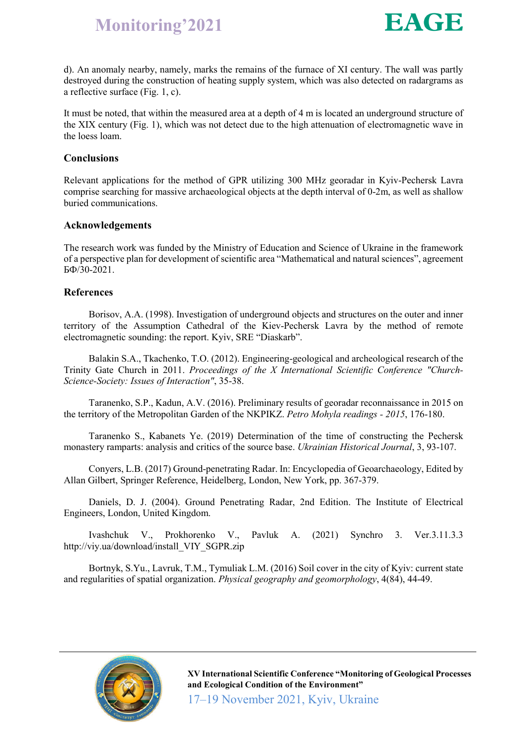d). An anomaly nearby, namely, marks the remains of the furnace of XI century. The wall was partly destroyed during the construction of heating supply system, which was also detected on radargrams as a reflective surface (Fig. 1, c).

It must be noted, that within the measured area at a depth of 4 m is located an underground structure of the XIX century (Fig. 1), which was not detect due to the high attenuation of electromagnetic wave in the loess loam.

## Conclusions

Relevant applications for the method of GPR utilizing 300 MHz georadar in Kyiv-Pechersk Lavra comprise searching for massive archaeological objects at the depth interval of 0-2m, as well as shallow buried communications.

## Acknowledgements

The research work was funded by the Ministry of Education and Science of Ukraine in the framework of a perspective plan for development of scientific area "Mathematical and natural sciences", agreement БФ/30-2021.

## References

Borisov, A.A. (1998). Investigation of underground objects and structures on the outer and inner territory of the Assumption Cathedral of the Kiev-Pechersk Lavra by the method of remote electromagnetic sounding: the report. Kyiv, SRE "Diaskarb".

Balakin S.A., Tkachenko, T.O. (2012). Engineering-geological and archeological research of the Trinity Gate Church in 2011. *Proceedings of the X International Scientific Conference "Church-Science-Society: Issues of Interaction"*, 35-38.

Taranenko, S.P., Kadun, A.V. (2016). Preliminary results of georadar reconnaissance in 2015 on the territory of the Metropolitan Garden of the NKPIKZ. *Petro Mohyla readings - 2015*, 176-180.

Taranenko S., Kabanets Ye. (2019) Determination of the time of constructing the Pechersk monastery ramparts: analysis and critics of the source base. *Ukrainian Historical Journal*, 3, 93-107.

Conyers, L.B. (2017) Ground-penetrating Radar. In: Encyclopedia of Geoarchaeology, Edited by Allan Gilbert, Springer Reference, Heidelberg, London, New York, pp. 367-379.

Daniels, D. J. (2004). Ground Penetrating Radar, 2nd Edition. The Institute of Electrical Engineers, London, United Kingdom.

Ivashchuk V., Prokhorenko V., Pavluk A. (2021) Synchro 3. Ver.3.11.3.3 http://viy.ua/download/install_VIY_SGPR.zip

Bortnyk, S.Yu., Lavruk, T.M., Tymuliak L.M. (2016) Soil cover in the city of Kyiv: current state and regularities of spatial organization. *Physical geography and geomorphology*, 4(84), 44-49.